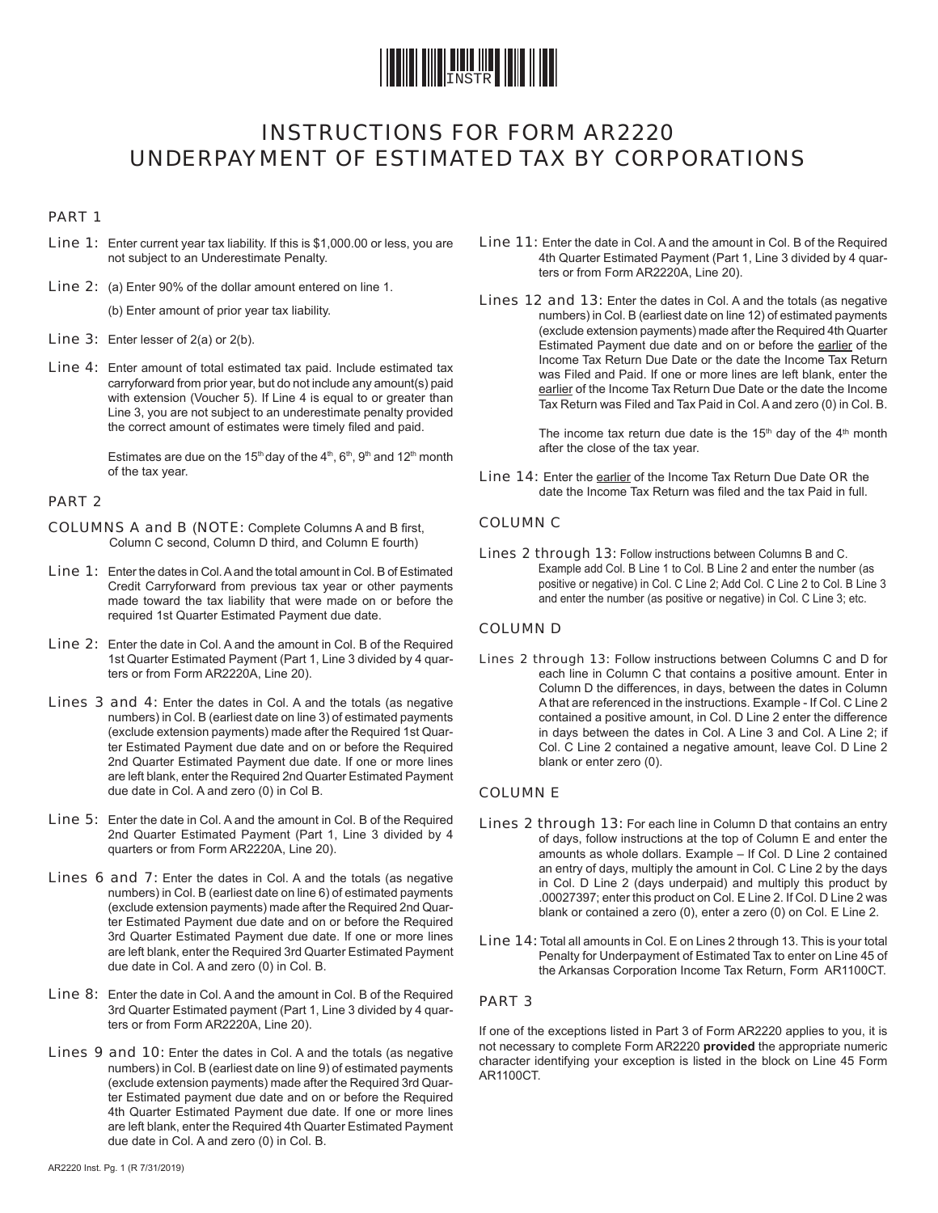# INSTRUCTIONS FOR FORM AR2220
# UNDERPAYMENT OF ESTIMATED TAX BY CORPORATIONS

## PART 1

**Line 1:** Enter current year tax liability. If this is $1,000.00 or less, you are not subject to an Underestimate Penalty.

**Line 2:** (a) Enter 90% of the dollar amount entered on line 1.

(b) Enter amount of prior year tax liability.

**Line 3:** Enter lesser of 2(a) or 2(b).

**Line 4:** Enter amount of total estimated tax paid. Include estimated tax carryforward from prior year, but do not include any amount(s) paid with extension (Voucher 5). If Line 4 is equal to or greater than Line 3, you are not subject to an underestimate penalty provided the correct amount of estimates were timely filed and paid.

Estimates are due on the 15th day of the 4th, 6th, 9th and 12th month of the tax year.

## PART 2

### COLUMNS A and B (NOTE: Complete Columns A and B first, Column C second, Column D third, and Column E fourth)

**Line 1:** Enter the dates in Col. A and the total amount in Col. B of Estimated Credit Carryforward from previous tax year or other payments made toward the tax liability that were made on or before the required 1st Quarter Estimated Payment due date.

**Line 2:** Enter the date in Col. A and the amount in Col. B of the Required 1st Quarter Estimated Payment (Part 1, Line 3 divided by 4 quarters or from Form AR2220A, Line 20).

**Lines 3 and 4:** Enter the dates in Col. A and the totals (as negative numbers) in Col. B (earliest date on line 3) of estimated payments (exclude extension payments) made after the Required 1st Quarter Estimated Payment due date and on or before the Required 2nd Quarter Estimated Payment due date. If one or more lines are left blank, enter the Required 2nd Quarter Estimated Payment due date in Col. A and zero (0) in Col B.

**Line 5:** Enter the date in Col. A and the amount in Col. B of the Required 2nd Quarter Estimated Payment (Part 1, Line 3 divided by 4 quarters or from Form AR2220A, Line 20).

**Lines 6 and 7:** Enter the dates in Col. A and the totals (as negative numbers) in Col. B (earliest date on line 6) of estimated payments (exclude extension payments) made after the Required 2nd Quarter Estimated Payment due date and on or before the Required 3rd Quarter Estimated Payment due date. If one or more lines are left blank, enter the Required 3rd Quarter Estimated Payment due date in Col. A and zero (0) in Col. B.

**Line 8:** Enter the date in Col. A and the amount in Col. B of the Required 3rd Quarter Estimated payment (Part 1, Line 3 divided by 4 quarters or from Form AR2220A, Line 20).

**Lines 9 and 10:** Enter the dates in Col. A and the totals (as negative numbers) in Col. B (earliest date on line 9) of estimated payments (exclude extension payments) made after the Required 3rd Quarter Estimated payment due date and on or before the Required 4th Quarter Estimated Payment due date. If one or more lines are left blank, enter the Required 4th Quarter Estimated Payment due date in Col. A and zero (0) in Col. B.

**Line 11:** Enter the date in Col. A and the amount in Col. B of the Required 4th Quarter Estimated Payment (Part 1, Line 3 divided by 4 quarters or from Form AR2220A, Line 20).

**Lines 12 and 13:** Enter the dates in Col. A and the totals (as negative numbers) in Col. B (earliest date on line 12) of estimated payments (exclude extension payments) made after the Required 4th Quarter Estimated Payment due date and on or before the earlier of the Income Tax Return Due Date or the date the Income Tax Return was Filed and Paid. If one or more lines are left blank, enter the earlier of the Income Tax Return Due Date or the date the Income Tax Return was Filed and Tax Paid in Col. A and zero (0) in Col. B.

The income tax return due date is the 15th day of the 4th month after the close of the tax year.

**Line 14:** Enter the earlier of the Income Tax Return Due Date OR the date the Income Tax Return was filed and the tax Paid in full.

### COLUMN C

**Lines 2 through 13:** Follow instructions between Columns B and C. Example add Col. B Line 1 to Col. B Line 2 and enter the number (as positive or negative) in Col. C Line 2; Add Col. C Line 2 to Col. B Line 3 and enter the number (as positive or negative) in Col. C Line 3; etc.

### COLUMN D

**Lines 2 through 13:** Follow instructions between Columns C and D for each line in Column C that contains a positive amount. Enter in Column D the differences, in days, between the dates in Column A that are referenced in the instructions. Example - If Col. C Line 2 contained a positive amount, in Col. D Line 2 enter the difference in days between the dates in Col. A Line 3 and Col. A Line 2; if Col. C Line 2 contained a negative amount, leave Col. D Line 2 blank or enter zero (0).

### COLUMN E

**Lines 2 through 13:** For each line in Column D that contains an entry of days, follow instructions at the top of Column E and enter the amounts as whole dollars. Example – If Col. D Line 2 contained an entry of days, multiply the amount in Col. C Line 2 by the days in Col. D Line 2 (days underpaid) and multiply this product by .00027397; enter this product on Col. E Line 2. If Col. D Line 2 was blank or contained a zero (0), enter a zero (0) on Col. E Line 2.

**Line 14:** Total all amounts in Col. E on Lines 2 through 13. This is your total Penalty for Underpayment of Estimated Tax to enter on Line 45 of the Arkansas Corporation Income Tax Return, Form AR1100CT.

## PART 3

If one of the exceptions listed in Part 3 of Form AR2220 applies to you, it is not necessary to complete Form AR2220 **provided** the appropriate numeric character identifying your exception is listed in the block on Line 45 Form AR1100CT.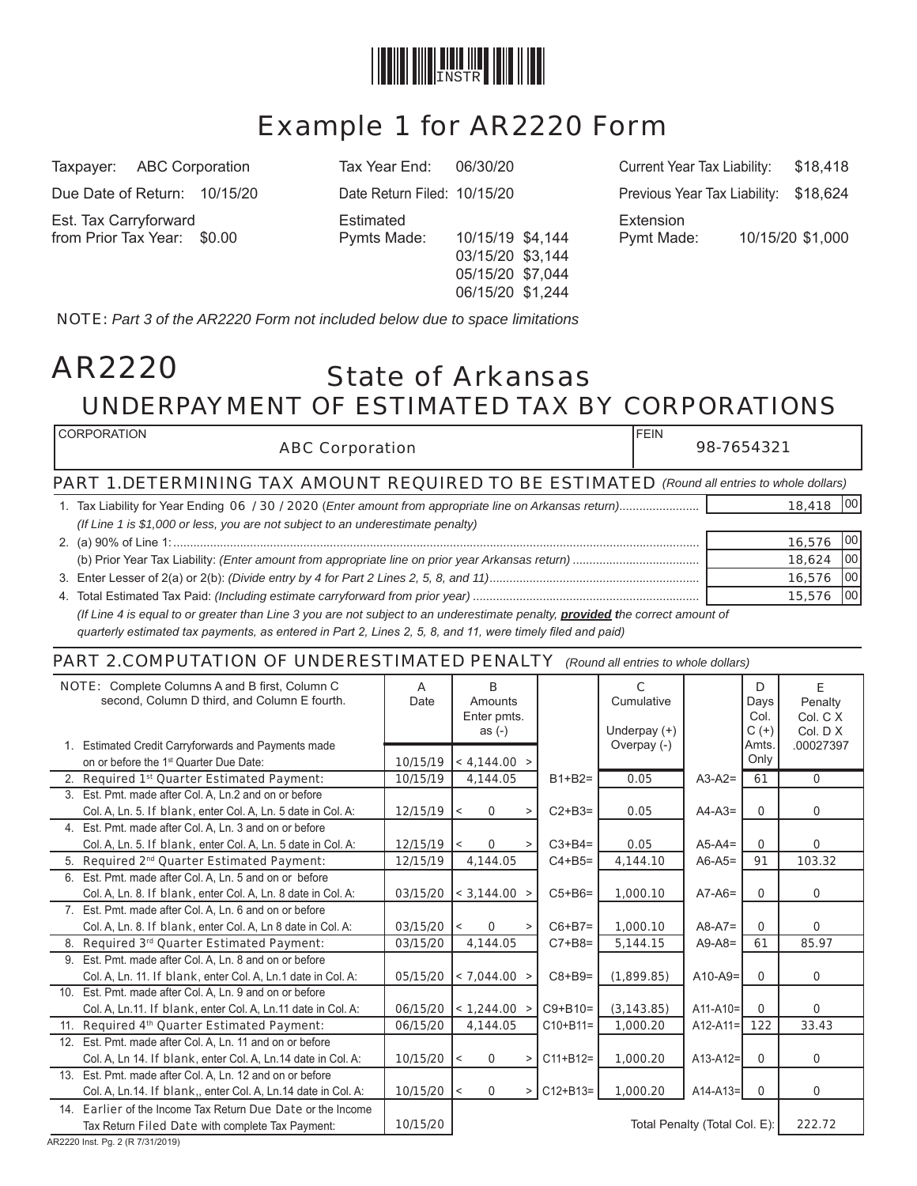# Example 1 for AR2220 Form

| | | | | | |
|---|---|---|---|---|---|
| Taxpayer: | ABC Corporation | Tax Year End: | 06/30/20 | Current Year Tax Liability: | $18,418 |
| Due Date of Return: | 10/15/20 | Date Return Filed: | 10/15/20 | Previous Year Tax Liability: | $18,624 |
| Est. Tax Carryforward from Prior Tax Year: | $0.00 | Estimated Pymts Made: | 10/15/19 $4,144<br>03/15/20 $3,144<br>05/15/20 $7,044<br>06/15/20 $1,244 | Extension Pymt Made: | 10/15/20 $1,000 |

NOTE: *Part 3 of the AR2220 Form not included below due to space limitations*

# AR2220 State of Arkansas

## UNDERPAYMENT OF ESTIMATED TAX BY CORPORATIONS

| CORPORATION | FEIN |
|---|---|
| ABC Corporation | 98-7654321 |

### PART 1.DETERMINING TAX AMOUNT REQUIRED TO BE ESTIMATED *(Round all entries to whole dollars)*

| | |
|---|---|
| 1. Tax Liability for Year Ending 06 / 30 / 2020 (*Enter amount from appropriate line on Arkansas return*)........................ | 18,418 00 |
| *(If Line 1 is $1,000 or less, you are not subject to an underestimate penalty)* | |
| 2. (a) 90% of Line 1:........................................................................................................................................ | 16,576 00 |
| (b) Prior Year Tax Liability: *(Enter amount from appropriate line on prior year Arkansas return)* ..................................... | 18,624 00 |
| 3. Enter Lesser of 2(a) or 2(b): *(Divide entry by 4 for Part 2 Lines 2, 5, 8, and 11)*............................................................... | 16,576 00 |
| 4. Total Estimated Tax Paid: *(Including estimate carryforward from prior year)* .................................................................. | 15,576 00 |

*(If Line 4 is equal to or greater than Line 3 you are not subject to an underestimate penalty, **provided** the correct amount of quarterly estimated tax payments, as entered in Part 2, Lines 2, 5, 8, and 11, were timely filed and paid)*

### PART 2.COMPUTATION OF UNDERESTIMATED PENALTY *(Round all entries to whole dollars)*

| NOTE: Complete Columns A and B first, Column C second, Column D third, and Column E fourth. | A Date | B Amounts Enter pmts. as (-) | | C Cumulative Underpay (+) Overpay (-) | | D Days Col. C (+) Amts. Only | E Penalty Col. C X Col. D X .00027397 |
|---|---|---|---|---|---|---|---|
| 1. Estimated Credit Carryforwards and Payments made on or before the 1st Quarter Due Date: | 10/15/19 | < 4,144.00 > | | | | | |
| 2. Required 1st Quarter Estimated Payment: | 10/15/19 | 4,144.05 | B1+B2= | 0.05 | A3-A2= | 61 | 0 |
| 3. Est. Pmt. made after Col. A, Ln.2 and on or before Col. A, Ln. 5. If blank, enter Col. A, Ln. 5 date in Col. A: | 12/15/19 | < 0 > | C2+B3= | 0.05 | A4-A3= | 0 | 0 |
| 4. Est. Pmt. made after Col. A, Ln. 3 and on or before Col. A, Ln. 5. If blank, enter Col. A, Ln. 5 date in Col. A: | 12/15/19 | < 0 > | C3+B4= | 0.05 | A5-A4= | 0 | 0 |
| 5. Required 2nd Quarter Estimated Payment: | 12/15/19 | 4,144.05 | C4+B5= | 4,144.10 | A6-A5= | 91 | 103.32 |
| 6. Est. Pmt. made after Col. A, Ln. 5 and on or before Col. A, Ln. 8. If blank, enter Col. A, Ln. 8 date in Col. A: | 03/15/20 | < 3,144.00 > | C5+B6= | 1,000.10 | A7-A6= | 0 | 0 |
| 7. Est. Pmt. made after Col. A, Ln. 6 and on or before Col. A, Ln. 8. If blank, enter Col. A, Ln 8 date in Col. A: | 03/15/20 | < 0 > | C6+B7= | 1,000.10 | A8-A7= | 0 | 0 |
| 8. Required 3rd Quarter Estimated Payment: | 03/15/20 | 4,144.05 | C7+B8= | 5,144.15 | A9-A8= | 61 | 85.97 |
| 9. Est. Pmt. made after Col. A, Ln. 8 and on or before Col. A, Ln. 11. If blank, enter Col. A, Ln.1 date in Col. A: | 05/15/20 | < 7,044.00 > | C8+B9= | (1,899.85) | A10-A9= | 0 | 0 |
| 10. Est. Pmt. made after Col. A, Ln. 9 and on or before Col. A, Ln.11. If blank, enter Col. A, Ln.11 date in Col. A: | 06/15/20 | < 1,244.00 > | C9+B10= | (3,143.85) | A11-A10= | 0 | 0 |
| 11. Required 4th Quarter Estimated Payment: | 06/15/20 | 4,144.05 | C10+B11= | 1,000.20 | A12-A11= | 122 | 33.43 |
| 12. Est. Pmt. made after Col. A, Ln. 11 and on or before Col. A, Ln 14. If blank, enter Col. A, Ln.14 date in Col. A: | 10/15/20 | < 0 > | C11+B12= | 1,000.20 | A13-A12= | 0 | 0 |
| 13. Est. Pmt. made after Col. A, Ln. 12 and on or before Col. A, Ln.14. If blank,, enter Col. A, Ln.14 date in Col. A: | 10/15/20 | < 0 > | C12+B13= | 1,000.20 | A14-A13= | 0 | 0 |
| 14. Earlier of the Income Tax Return Due Date or the Income Tax Return Filed Date with complete Tax Payment: | 10/15/20 | | | Total Penalty (Total Col. E): | | | 222.72 |

AR2220 Inst. Pg. 2 (R 7/31/2019)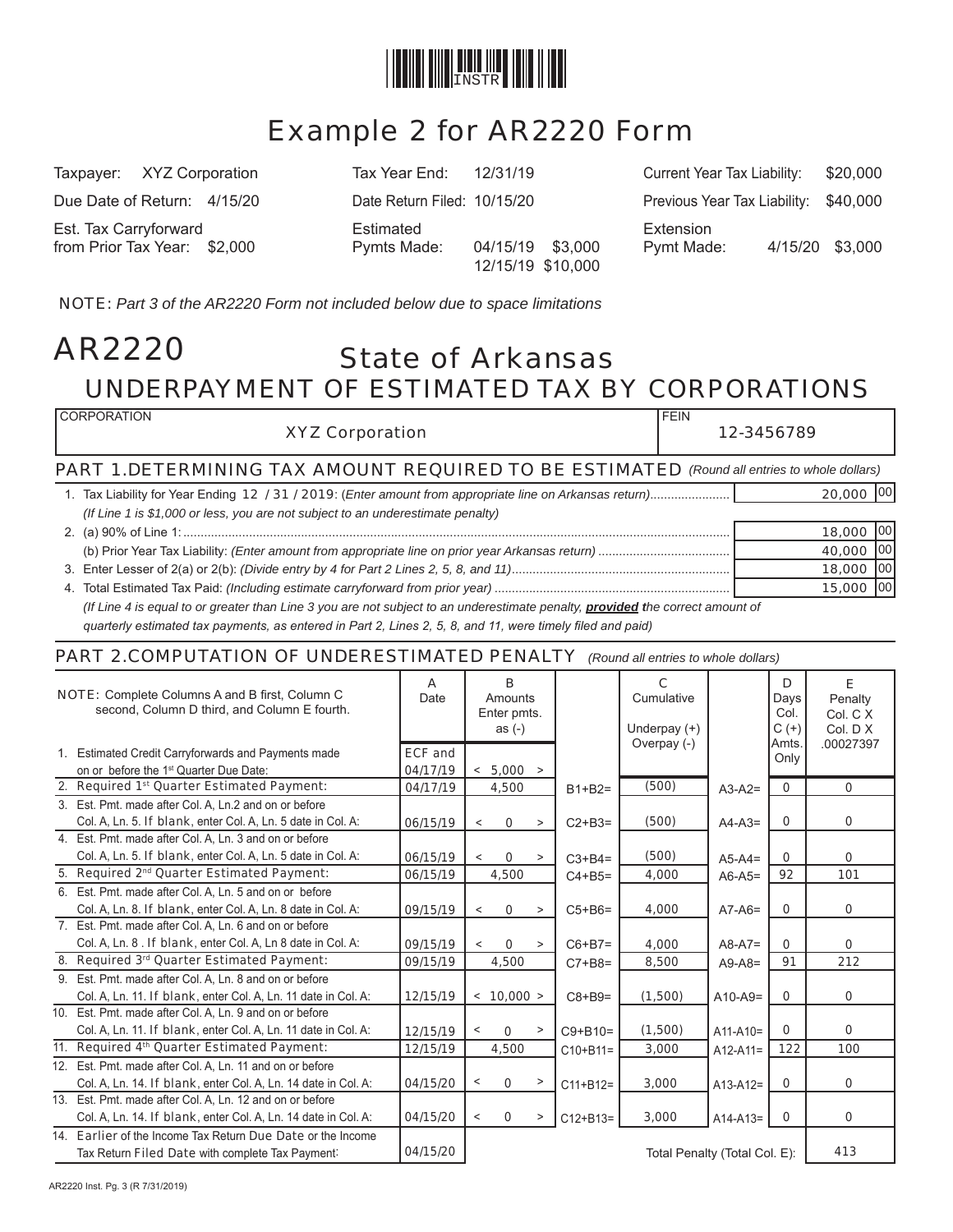INSTR

# Example 2 for AR2220 Form

| | | |
|---|---|---|
| Taxpayer: XYZ Corporation | Tax Year End: 12/31/19 | Current Year Tax Liability: $20,000 |
| Due Date of Return: 4/15/20 | Date Return Filed: 10/15/20 | Previous Year Tax Liability: $40,000 |
| Est. Tax Carryforward from Prior Tax Year: $2,000 | Estimated Pymts Made: 04/15/19 $3,000; 12/15/19 $10,000 | Extension Pymt Made: 4/15/20 $3,000 |

NOTE: *Part 3 of the AR2220 Form not included below due to space limitations*

# AR2220 State of Arkansas

## UNDERPAYMENT OF ESTIMATED TAX BY CORPORATIONS

| CORPORATION | FEIN |
|---|---|
| XYZ Corporation | 12-3456789 |

## PART 1.DETERMINING TAX AMOUNT REQUIRED TO BE ESTIMATED *(Round all entries to whole dollars)*

| | |
|---|---|
| 1. Tax Liability for Year Ending 12 / 31 / 2019: *(Enter amount from appropriate line on Arkansas return)*<br>*(If Line 1 is $1,000 or less, you are not subject to an underestimate penalty)* | 20,000 00 |
| 2. (a) 90% of Line 1: | 18,000 00 |
| (b) Prior Year Tax Liability: *(Enter amount from appropriate line on prior year Arkansas return)* | 40,000 00 |
| 3. Enter Lesser of 2(a) or 2(b): *(Divide entry by 4 for Part 2 Lines 2, 5, 8, and 11)* | 18,000 00 |
| 4. Total Estimated Tax Paid: *(Including estimate carryforward from prior year)* | 15,000 00 |

*(If Line 4 is equal to or greater than Line 3 you are not subject to an underestimate penalty, **provided** the correct amount of quarterly estimated tax payments, as entered in Part 2, Lines 2, 5, 8, and 11, were timely filed and paid)*

## PART 2.COMPUTATION OF UNDERESTIMATED PENALTY *(Round all entries to whole dollars)*

| NOTE: Complete Columns A and B first, Column C second, Column D third, and Column E fourth. | A Date | B Amounts Enter pmts. as (-) | | C Cumulative Underpay (+) Overpay (-) | | D Days Col. C (+) Amts. Only | E Penalty Col. C X Col. D X .00027397 |
|---|---|---|---|---|---|---|---|
| 1. Estimated Credit Carryforwards and Payments made on or before the 1st Quarter Due Date: | ECF and 04/17/19 | < 5,000 > | | | | | |
| 2. Required 1st Quarter Estimated Payment: | 04/17/19 | 4,500 | B1+B2= | (500) | A3-A2= | 0 | 0 |
| 3. Est. Pmt. made after Col. A, Ln.2 and on or before Col. A, Ln. 5. If blank, enter Col. A, Ln. 5 date in Col. A: | 06/15/19 | < 0 > | C2+B3= | (500) | A4-A3= | 0 | 0 |
| 4. Est. Pmt. made after Col. A, Ln. 3 and on or before Col. A, Ln. 5. If blank, enter Col. A, Ln. 5 date in Col. A: | 06/15/19 | < 0 > | C3+B4= | (500) | A5-A4= | 0 | 0 |
| 5. Required 2nd Quarter Estimated Payment: | 06/15/19 | 4,500 | C4+B5= | 4,000 | A6-A5= | 92 | 101 |
| 6. Est. Pmt. made after Col. A, Ln. 5 and on or before Col. A, Ln. 8. If blank, enter Col. A, Ln. 8 date in Col. A: | 09/15/19 | < 0 > | C5+B6= | 4,000 | A7-A6= | 0 | 0 |
| 7. Est. Pmt. made after Col. A, Ln. 6 and on or before Col. A, Ln. 8 . If blank, enter Col. A, Ln 8 date in Col. A: | 09/15/19 | < 0 > | C6+B7= | 4,000 | A8-A7= | 0 | 0 |
| 8. Required 3rd Quarter Estimated Payment: | 09/15/19 | 4,500 | C7+B8= | 8,500 | A9-A8= | 91 | 212 |
| 9. Est. Pmt. made after Col. A, Ln. 8 and on or before Col. A, Ln. 11. If blank, enter Col. A, Ln. 11 date in Col. A: | 12/15/19 | < 10,000 > | C8+B9= | (1,500) | A10-A9= | 0 | 0 |
| 10. Est. Pmt. made after Col. A, Ln. 9 and on or before Col. A, Ln. 11. If blank, enter Col. A, Ln. 11 date in Col. A: | 12/15/19 | < 0 > | C9+B10= | (1,500) | A11-A10= | 0 | 0 |
| 11. Required 4th Quarter Estimated Payment: | 12/15/19 | 4,500 | C10+B11= | 3,000 | A12-A11= | 122 | 100 |
| 12. Est. Pmt. made after Col. A, Ln. 11 and on or before Col. A, Ln. 14. If blank, enter Col. A, Ln. 14 date in Col. A: | 04/15/20 | < 0 > | C11+B12= | 3,000 | A13-A12= | 0 | 0 |
| 13. Est. Pmt. made after Col. A, Ln. 12 and on or before Col. A, Ln. 14. If blank, enter Col. A, Ln. 14 date in Col. A: | 04/15/20 | < 0 > | C12+B13= | 3,000 | A14-A13= | 0 | 0 |
| 14. Earlier of the Income Tax Return Due Date or the Income Tax Return Filed Date with complete Tax Payment: | 04/15/20 | | | Total Penalty (Total Col. E): | | | 413 |

AR2220 Inst. Pg. 3 (R 7/31/2019)